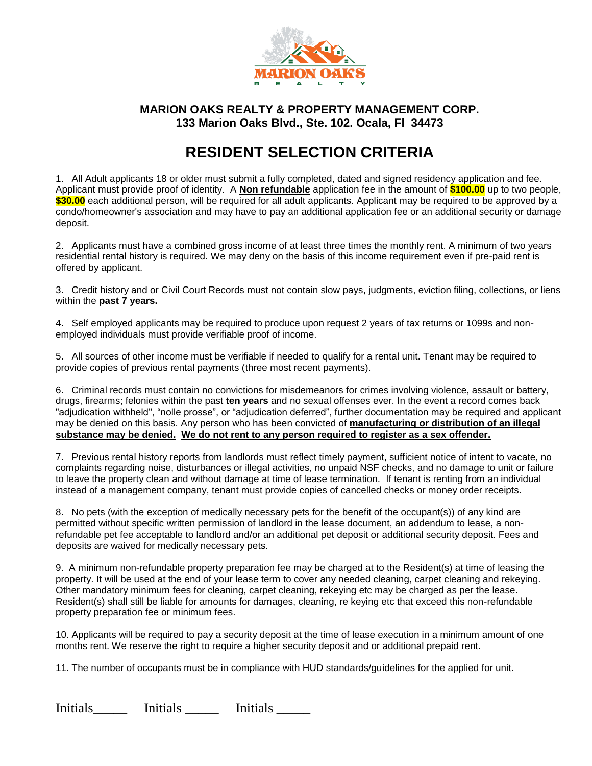**MARION OAKS REALTY & PROPERTY MANAGEMENT CORP.**
**133 Marion Oaks Blvd., Ste. 102. Ocala, Fl 34473**

# RESIDENT SELECTION CRITERIA

1. All Adult applicants 18 or older must submit a fully completed, dated and signed residency application and fee. Applicant must provide proof of identity. A **Non refundable** application fee in the amount of **$100.00** up to two people, **$30.00** each additional person, will be required for all adult applicants. Applicant may be required to be approved by a condo/homeowner's association and may have to pay an additional application fee or an additional security or damage deposit.

2. Applicants must have a combined gross income of at least three times the monthly rent. A minimum of two years residential rental history is required. We may deny on the basis of this income requirement even if pre-paid rent is offered by applicant.

3. Credit history and or Civil Court Records must not contain slow pays, judgments, eviction filing, collections, or liens within the **past 7 years.**

4. Self employed applicants may be required to produce upon request 2 years of tax returns or 1099s and non-employed individuals must provide verifiable proof of income.

5. All sources of other income must be verifiable if needed to qualify for a rental unit. Tenant may be required to provide copies of previous rental payments (three most recent payments).

6. Criminal records must contain no convictions for misdemeanors for crimes involving violence, assault or battery, drugs, firearms; felonies within the past **ten years** and no sexual offenses ever. In the event a record comes back "adjudication withheld", "nolle prosse", or "adjudication deferred", further documentation may be required and applicant may be denied on this basis. Any person who has been convicted of **manufacturing or distribution of an illegal substance may be denied. We do not rent to any person required to register as a sex offender.**

7. Previous rental history reports from landlords must reflect timely payment, sufficient notice of intent to vacate, no complaints regarding noise, disturbances or illegal activities, no unpaid NSF checks, and no damage to unit or failure to leave the property clean and without damage at time of lease termination. If tenant is renting from an individual instead of a management company, tenant must provide copies of cancelled checks or money order receipts.

8. No pets (with the exception of medically necessary pets for the benefit of the occupant(s)) of any kind are permitted without specific written permission of landlord in the lease document, an addendum to lease, a non-refundable pet fee acceptable to landlord and/or an additional pet deposit or additional security deposit. Fees and deposits are waived for medically necessary pets.

9. A minimum non-refundable property preparation fee may be charged at to the Resident(s) at time of leasing the property. It will be used at the end of your lease term to cover any needed cleaning, carpet cleaning and rekeying. Other mandatory minimum fees for cleaning, carpet cleaning, rekeying etc may be charged as per the lease. Resident(s) shall still be liable for amounts for damages, cleaning, re keying etc that exceed this non-refundable property preparation fee or minimum fees.

10. Applicants will be required to pay a security deposit at the time of lease execution in a minimum amount of one months rent. We reserve the right to require a higher security deposit and or additional prepaid rent.

11. The number of occupants must be in compliance with HUD standards/guidelines for the applied for unit.

Initials_____ Initials _____ Initials _____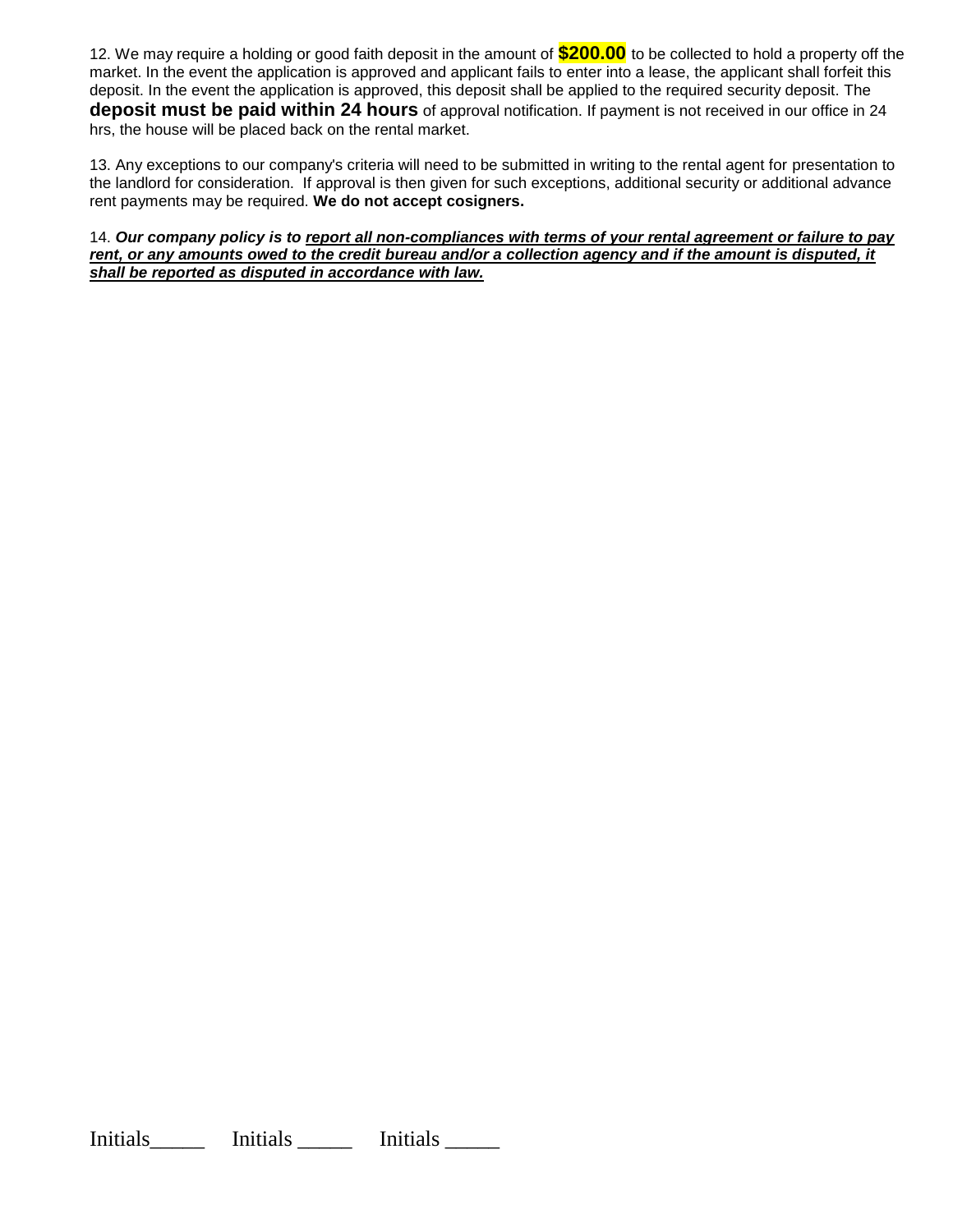12. We may require a holding or good faith deposit in the amount of **$200.00** to be collected to hold a property off the market. In the event the application is approved and applicant fails to enter into a lease, the applicant shall forfeit this deposit. In the event the application is approved, this deposit shall be applied to the required security deposit. The **deposit must be paid within 24 hours** of approval notification. If payment is not received in our office in 24 hrs, the house will be placed back on the rental market.

13. Any exceptions to our company's criteria will need to be submitted in writing to the rental agent for presentation to the landlord for consideration. If approval is then given for such exceptions, additional security or additional advance rent payments may be required. **We do not accept cosigners.**

14. ***Our company policy is to <u>report all non-compliances with terms of your rental agreement or failure to pay rent, or any amounts owed to the credit bureau and/or a collection agency and if the amount is disputed, it shall be reported as disputed in accordance with law.</u>***

Initials_____ Initials _____ Initials _____